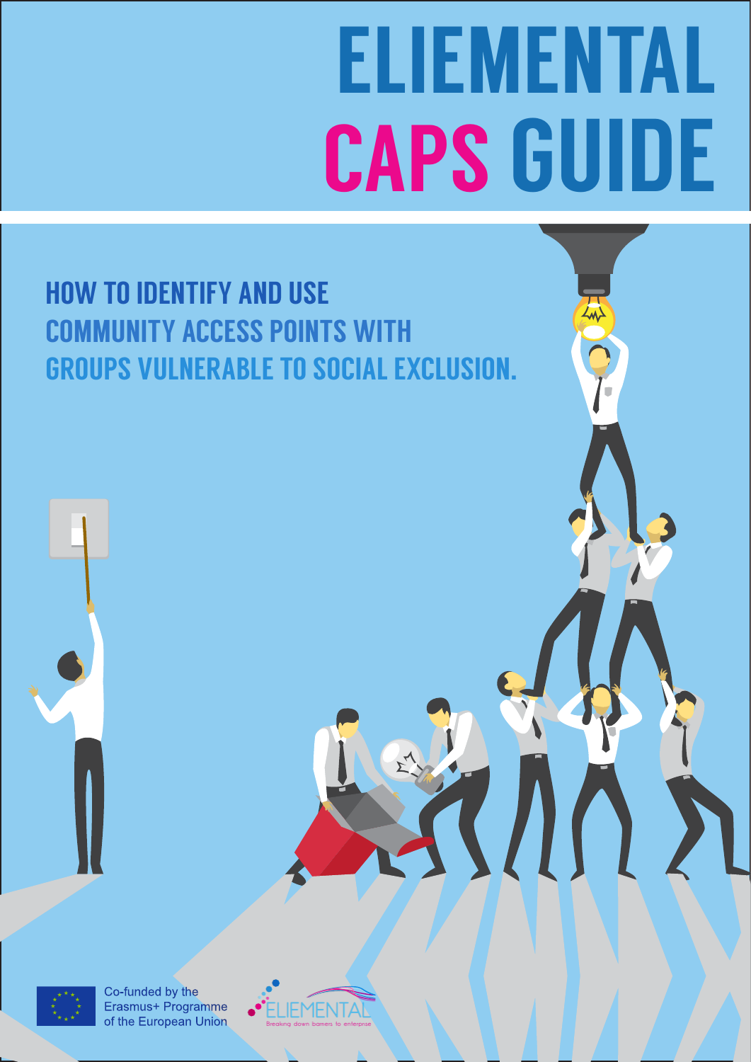# ELIEMENTAL CAPS GUIDE

## HOW TO IDENTIFY AND USE COMMUNITY ACCESS POINTS WITH GROUPS VULNERABLE TO SOCIAL EXCLUSION.

Co-funded by the Erasmus+ Programme of the European Union

ELIEMENTAL
Breaking down barriers to enterprise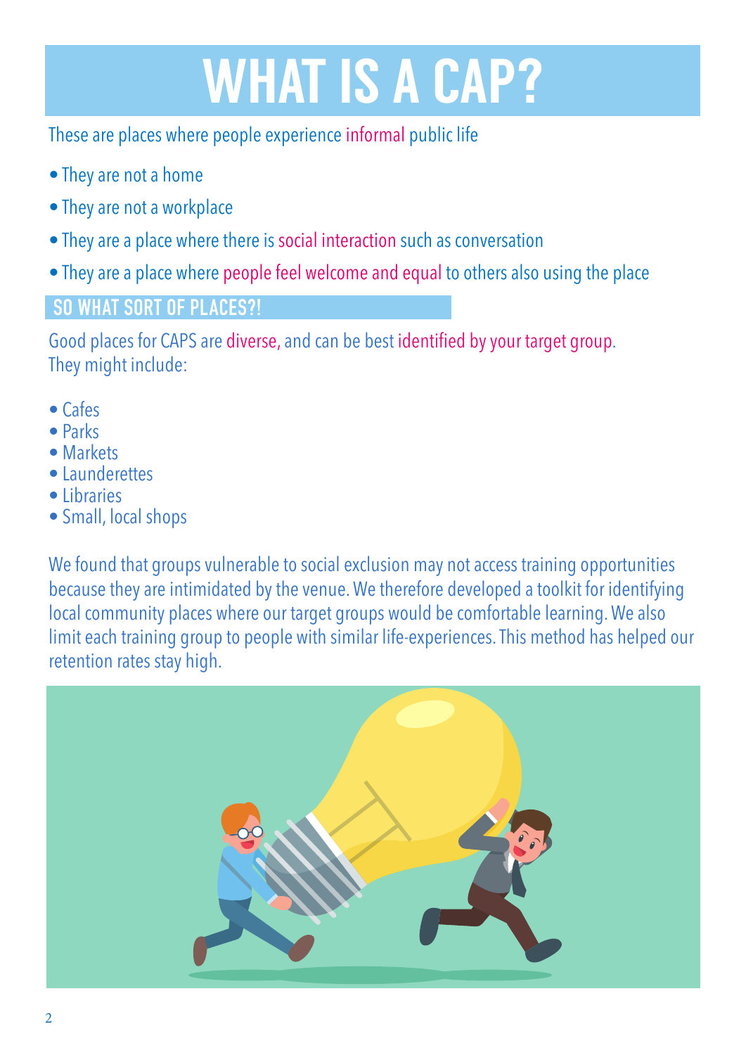# WHAT IS A CAP?

These are places where people experience informal public life

- They are not a home
- They are not a workplace
- They are a place where there is social interaction such as conversation
- They are a place where people feel welcome and equal to others also using the place

## SO WHAT SORT OF PLACES?!

Good places for CAPS are diverse, and can be best identified by your target group.
They might include:

- Cafes
- Parks
- Markets
- Launderettes
- Libraries
- Small, local shops

We found that groups vulnerable to social exclusion may not access training opportunities because they are intimidated by the venue. We therefore developed a toolkit for identifying local community places where our target groups would be comfortable learning. We also limit each training group to people with similar life-experiences. This method has helped our retention rates stay high.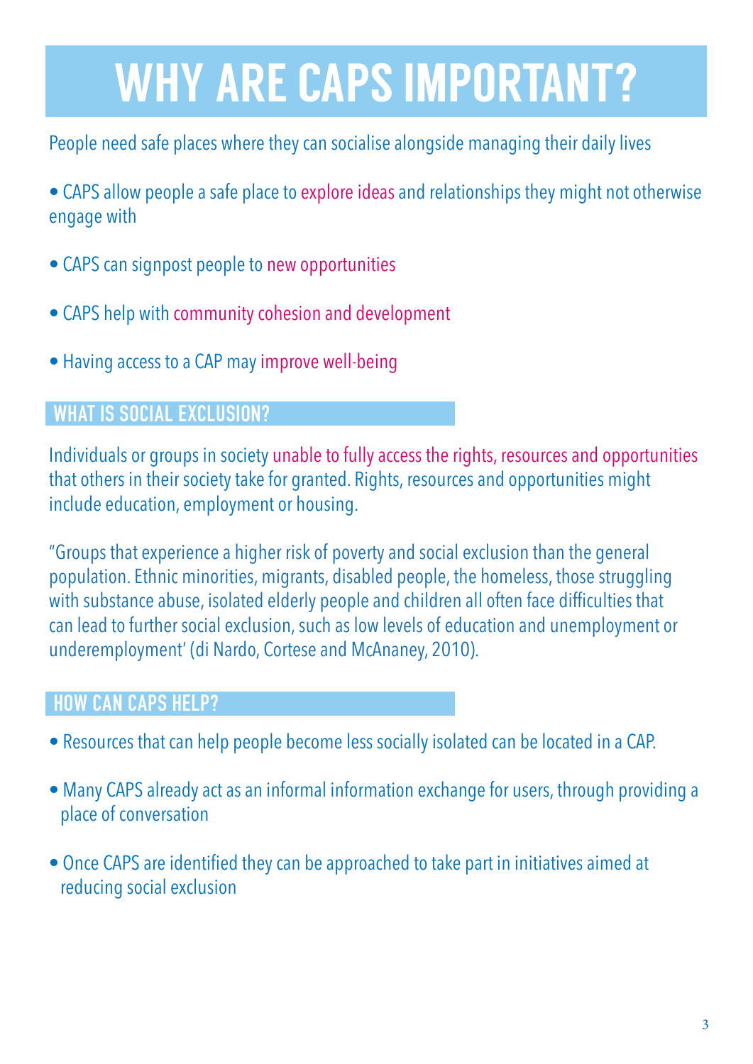# WHY ARE CAPS IMPORTANT?

People need safe places where they can socialise alongside managing their daily lives

- CAPS allow people a safe place to explore ideas and relationships they might not otherwise engage with
- CAPS can signpost people to new opportunities
- CAPS help with community cohesion and development
- Having access to a CAP may improve well-being

## WHAT IS SOCIAL EXCLUSION?

Individuals or groups in society unable to fully access the rights, resources and opportunities that others in their society take for granted. Rights, resources and opportunities might include education, employment or housing.

"Groups that experience a higher risk of poverty and social exclusion than the general population. Ethnic minorities, migrants, disabled people, the homeless, those struggling with substance abuse, isolated elderly people and children all often face difficulties that can lead to further social exclusion, such as low levels of education and unemployment or underemployment' (di Nardo, Cortese and McAnaney, 2010).

## HOW CAN CAPS HELP?

- Resources that can help people become less socially isolated can be located in a CAP.
- Many CAPS already act as an informal information exchange for users, through providing a place of conversation
- Once CAPS are identified they can be approached to take part in initiatives aimed at reducing social exclusion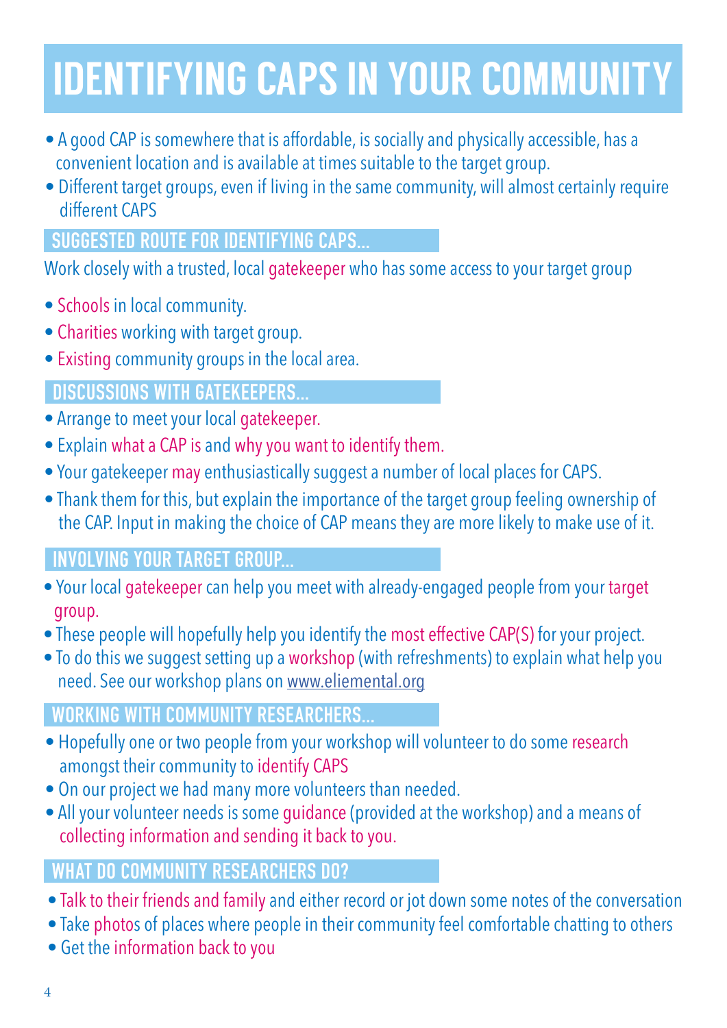# IDENTIFYING CAPS IN YOUR COMMUNITY

- A good CAP is somewhere that is affordable, is socially and physically accessible, has a convenient location and is available at times suitable to the target group.
- Different target groups, even if living in the same community, will almost certainly require different CAPS

## SUGGESTED ROUTE FOR IDENTIFYING CAPS...

Work closely with a trusted, local gatekeeper who has some access to your target group

- Schools in local community.
- Charities working with target group.
- Existing community groups in the local area.

## DISCUSSIONS WITH GATEKEEPERS...

- Arrange to meet your local gatekeeper.
- Explain what a CAP is and why you want to identify them.
- Your gatekeeper may enthusiastically suggest a number of local places for CAPS.
- Thank them for this, but explain the importance of the target group feeling ownership of the CAP. Input in making the choice of CAP means they are more likely to make use of it.

## INVOLVING YOUR TARGET GROUP...

- Your local gatekeeper can help you meet with already-engaged people from your target group.
- These people will hopefully help you identify the most effective CAP(S) for your project.
- To do this we suggest setting up a workshop (with refreshments) to explain what help you need. See our workshop plans on www.eliemental.org

## WORKING WITH COMMUNITY RESEARCHERS...

- Hopefully one or two people from your workshop will volunteer to do some research amongst their community to identify CAPS
- On our project we had many more volunteers than needed.
- All your volunteer needs is some guidance (provided at the workshop) and a means of collecting information and sending it back to you.

## WHAT DO COMMUNITY RESEARCHERS DO?

- Talk to their friends and family and either record or jot down some notes of the conversation
- Take photos of places where people in their community feel comfortable chatting to others
- Get the information back to you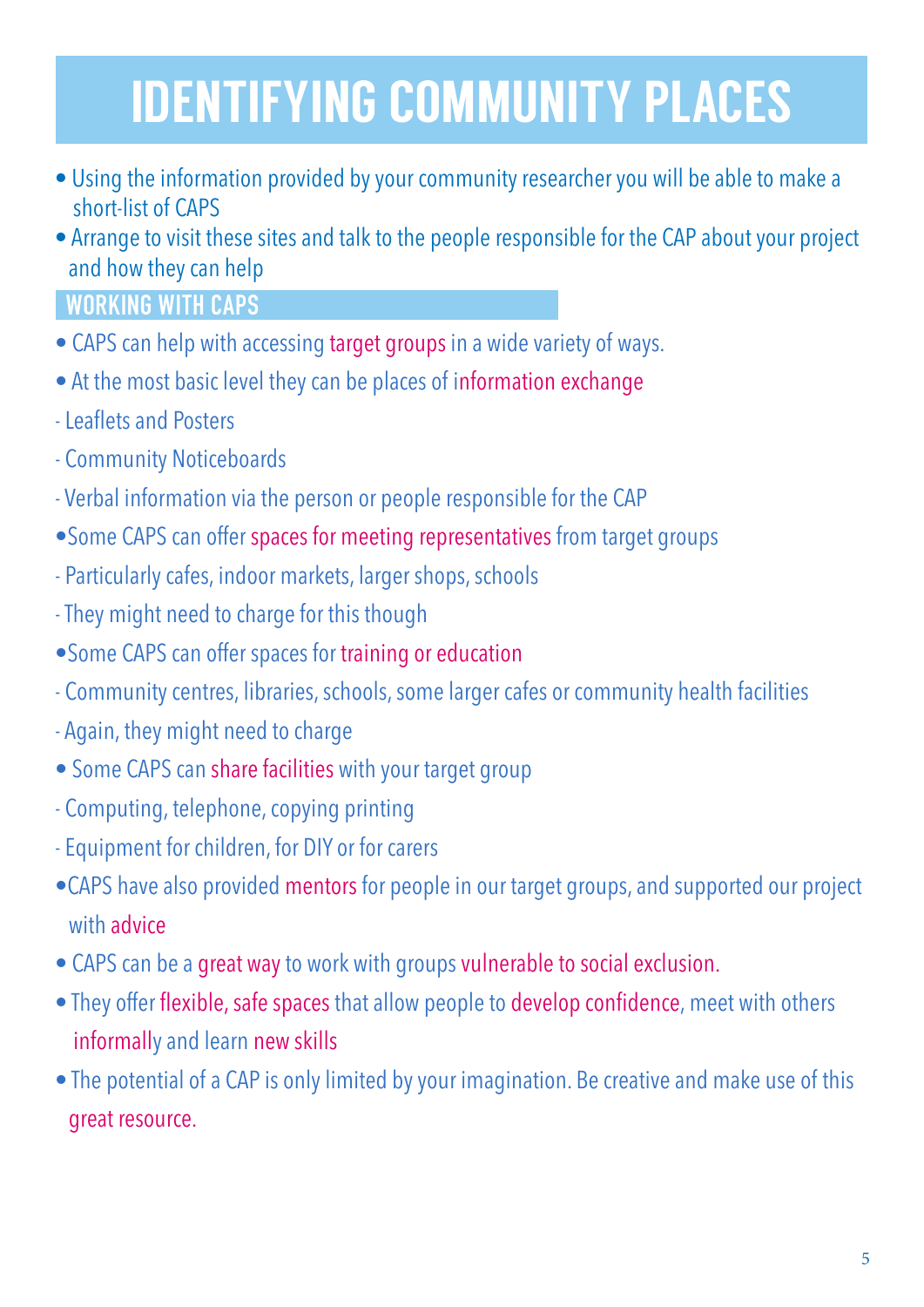# IDENTIFYING COMMUNITY PLACES

- Using the information provided by your community researcher you will be able to make a short-list of CAPS
- Arrange to visit these sites and talk to the people responsible for the CAP about your project and how they can help

## WORKING WITH CAPS

- CAPS can help with accessing target groups in a wide variety of ways.
- At the most basic level they can be places of information exchange
  - Leaflets and Posters
  - Community Noticeboards
  - Verbal information via the person or people responsible for the CAP
- Some CAPS can offer spaces for meeting representatives from target groups
  - Particularly cafes, indoor markets, larger shops, schools
  - They might need to charge for this though
- Some CAPS can offer spaces for training or education
  - Community centres, libraries, schools, some larger cafes or community health facilities
  - Again, they might need to charge
- Some CAPS can share facilities with your target group
  - Computing, telephone, copying printing
  - Equipment for children, for DIY or for carers
- CAPS have also provided mentors for people in our target groups, and supported our project with advice
- CAPS can be a great way to work with groups vulnerable to social exclusion.
- They offer flexible, safe spaces that allow people to develop confidence, meet with others informally and learn new skills
- The potential of a CAP is only limited by your imagination. Be creative and make use of this great resource.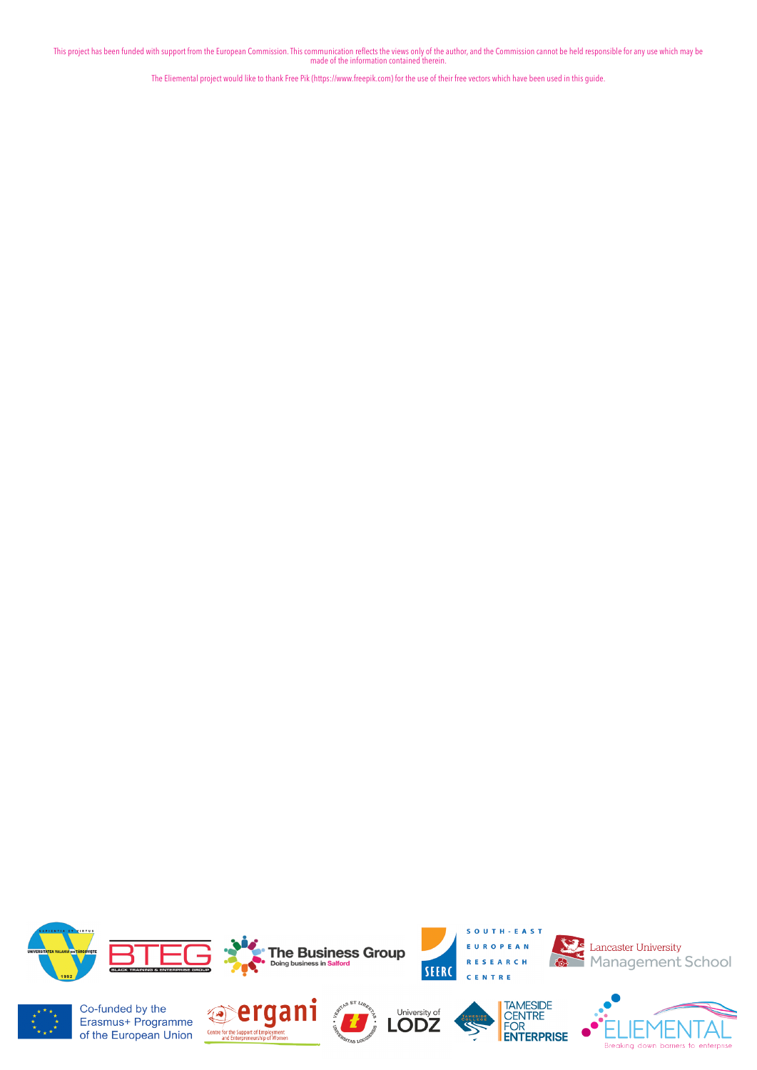This project has been funded with support from the European Commission. This communication reflects the views only of the author, and the Commission cannot be held responsible for any use which may be made of the information contained therein.

The Eliemental project would like to thank Free Pik (https://www.freepik.com) for the use of their free vectors which have been used in this guide.